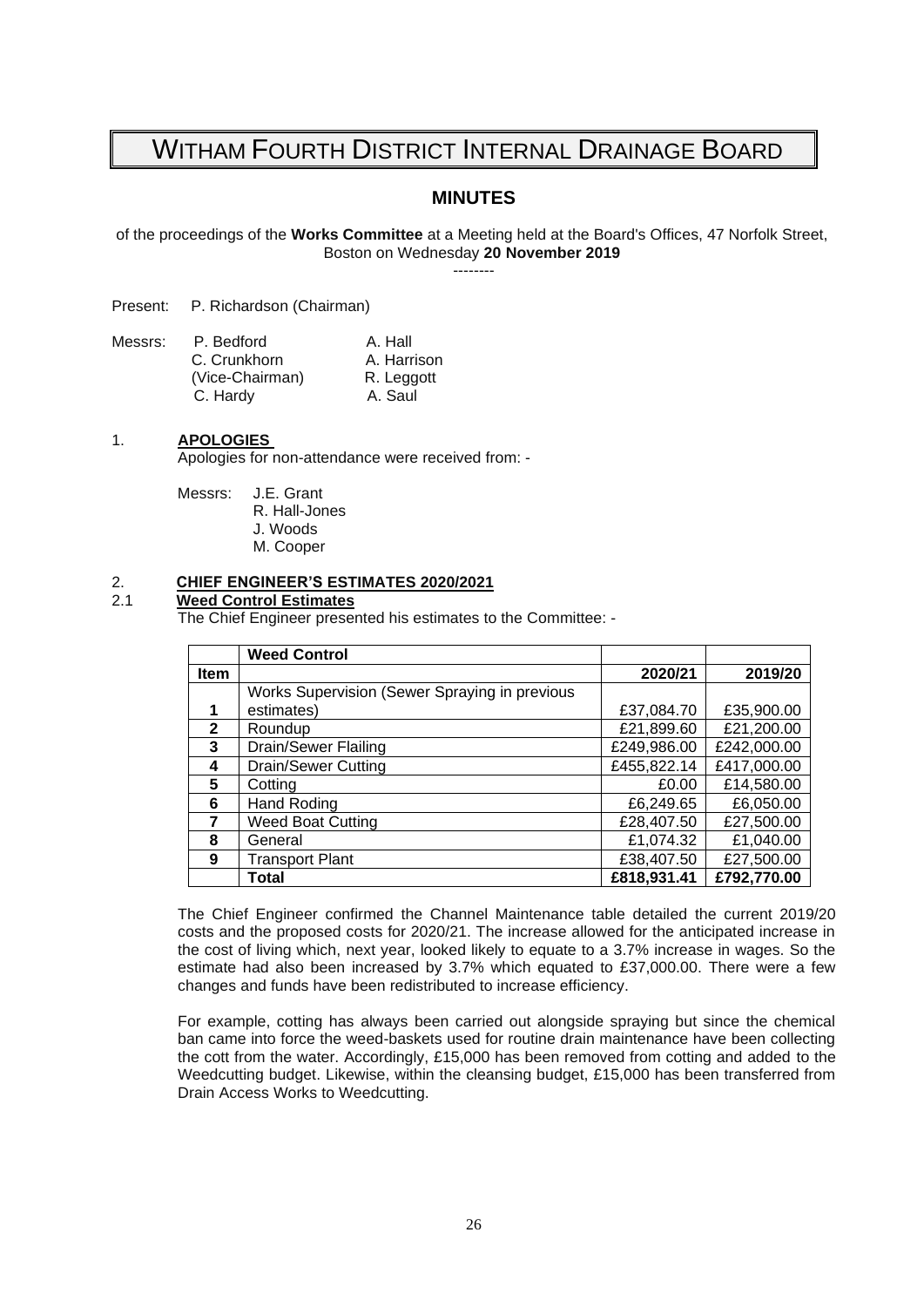# WITHAM FOURTH DISTRICT INTERNAL DRAINAGE BOARD

## MINUTES

of the proceedings of the **Works Committee** at a Meeting held at the Board's Offices, 47 Norfolk Street, Boston on Wednesday **20 November 2019**

--------

Present: P. Richardson (Chairman)

Messrs: P. Bedford
C. Crunkhorn (Vice-Chairman)
C. Hardy
A. Hall
A. Harrison
R. Leggott
A. Saul

1. **APOLOGIES**

Apologies for non-attendance were received from: -

Messrs: J.E. Grant
R. Hall-Jones
J. Woods
M. Cooper

2. **CHIEF ENGINEER'S ESTIMATES 2020/2021**

2.1 **Weed Control Estimates**

The Chief Engineer presented his estimates to the Committee: -

| | **Weed Control** | | |
|---|---|---|---|
| **Item** | | **2020/21** | **2019/20** |
| **1** | Works Supervision (Sewer Spraying in previous estimates) | £37,084.70 | £35,900.00 |
| **2** | Roundup | £21,899.60 | £21,200.00 |
| **3** | Drain/Sewer Flailing | £249,986.00 | £242,000.00 |
| **4** | Drain/Sewer Cutting | £455,822.14 | £417,000.00 |
| **5** | Cotting | £0.00 | £14,580.00 |
| **6** | Hand Roding | £6,249.65 | £6,050.00 |
| **7** | Weed Boat Cutting | £28,407.50 | £27,500.00 |
| **8** | General | £1,074.32 | £1,040.00 |
| **9** | Transport Plant | £38,407.50 | £27,500.00 |
| | **Total** | **£818,931.41** | **£792,770.00** |

The Chief Engineer confirmed the Channel Maintenance table detailed the current 2019/20 costs and the proposed costs for 2020/21. The increase allowed for the anticipated increase in the cost of living which, next year, looked likely to equate to a 3.7% increase in wages. So the estimate had also been increased by 3.7% which equated to £37,000.00. There were a few changes and funds have been redistributed to increase efficiency.

For example, cotting has always been carried out alongside spraying but since the chemical ban came into force the weed-baskets used for routine drain maintenance have been collecting the cott from the water. Accordingly, £15,000 has been removed from cotting and added to the Weedcutting budget. Likewise, within the cleansing budget, £15,000 has been transferred from Drain Access Works to Weedcutting.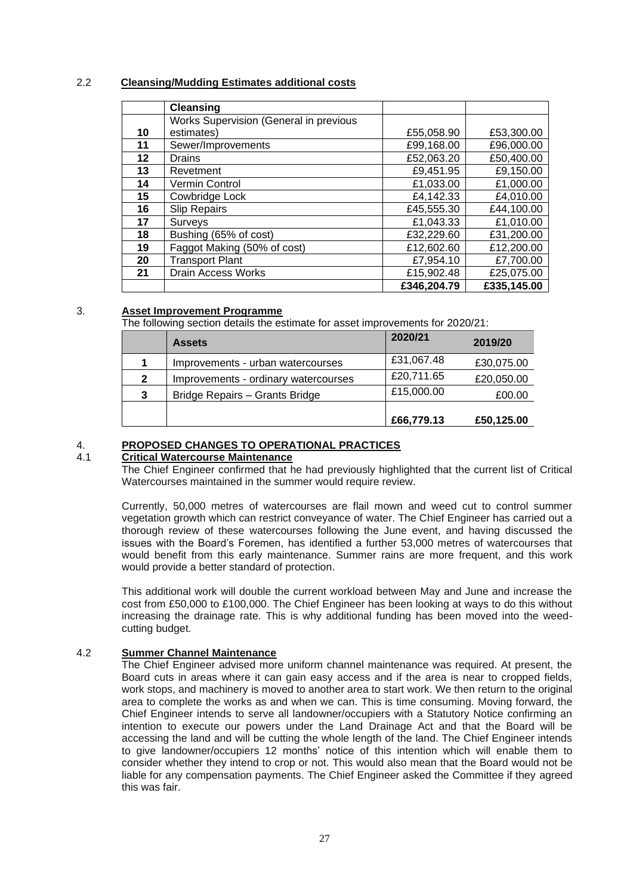### 2.2 **Cleansing/Mudding Estimates additional costs**

| | **Cleansing** | | |
|---|---|---|---|
| **10** | Works Supervision (General in previous estimates) | £55,058.90 | £53,300.00 |
| **11** | Sewer/Improvements | £99,168.00 | £96,000.00 |
| **12** | Drains | £52,063.20 | £50,400.00 |
| **13** | Revetment | £9,451.95 | £9,150.00 |
| **14** | Vermin Control | £1,033.00 | £1,000.00 |
| **15** | Cowbridge Lock | £4,142.33 | £4,010.00 |
| **16** | Slip Repairs | £45,555.30 | £44,100.00 |
| **17** | Surveys | £1,043.33 | £1,010.00 |
| **18** | Bushing (65% of cost) | £32,229.60 | £31,200.00 |
| **19** | Faggot Making (50% of cost) | £12,602.60 | £12,200.00 |
| **20** | Transport Plant | £7,954.10 | £7,700.00 |
| **21** | Drain Access Works | £15,902.48 | £25,075.00 |
| | | **£346,204.79** | **£335,145.00** |

## 3. **Asset Improvement Programme**

The following section details the estimate for asset improvements for 2020/21:

| | **Assets** | **2020/21** | **2019/20** |
|---|---|---|---|
| **1** | Improvements - urban watercourses | £31,067.48 | £30,075.00 |
| **2** | Improvements - ordinary watercourses | £20,711.65 | £20,050.00 |
| **3** | Bridge Repairs – Grants Bridge | £15,000.00 | £00.00 |
| | | **£66,779.13** | **£50,125.00** |

## 4. **PROPOSED CHANGES TO OPERATIONAL PRACTICES**

### 4.1 **Critical Watercourse Maintenance**

The Chief Engineer confirmed that he had previously highlighted that the current list of Critical Watercourses maintained in the summer would require review.

Currently, 50,000 metres of watercourses are flail mown and weed cut to control summer vegetation growth which can restrict conveyance of water. The Chief Engineer has carried out a thorough review of these watercourses following the June event, and having discussed the issues with the Board's Foremen, has identified a further 53,000 metres of watercourses that would benefit from this early maintenance. Summer rains are more frequent, and this work would provide a better standard of protection.

This additional work will double the current workload between May and June and increase the cost from £50,000 to £100,000. The Chief Engineer has been looking at ways to do this without increasing the drainage rate. This is why additional funding has been moved into the weed-cutting budget.

### 4.2 **Summer Channel Maintenance**

The Chief Engineer advised more uniform channel maintenance was required. At present, the Board cuts in areas where it can gain easy access and if the area is near to cropped fields, work stops, and machinery is moved to another area to start work. We then return to the original area to complete the works as and when we can. This is time consuming. Moving forward, the Chief Engineer intends to serve all landowner/occupiers with a Statutory Notice confirming an intention to execute our powers under the Land Drainage Act and that the Board will be accessing the land and will be cutting the whole length of the land. The Chief Engineer intends to give landowner/occupiers 12 months' notice of this intention which will enable them to consider whether they intend to crop or not. This would also mean that the Board would not be liable for any compensation payments. The Chief Engineer asked the Committee if they agreed this was fair.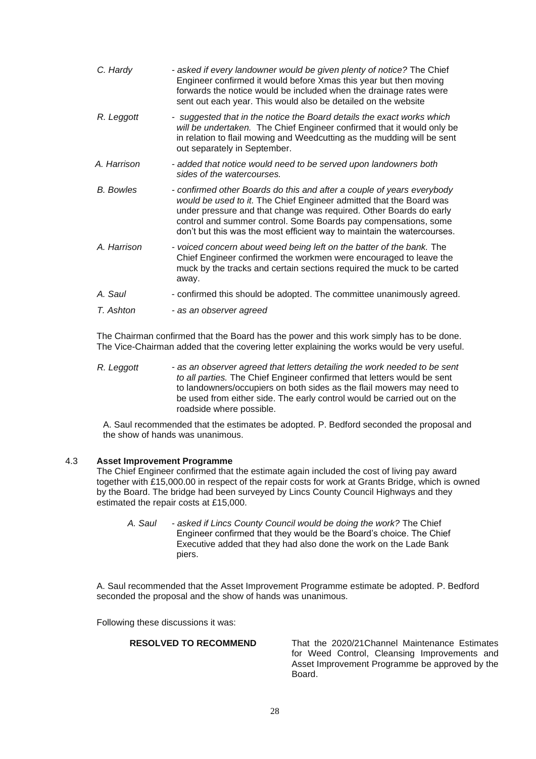C. Hardy - *asked if every landowner would be given plenty of notice?* The Chief Engineer confirmed it would before Xmas this year but then moving forwards the notice would be included when the drainage rates were sent out each year. This would also be detailed on the website

R. Leggott - *suggested that in the notice the Board details the exact works which will be undertaken.* The Chief Engineer confirmed that it would only be in relation to flail mowing and Weedcutting as the mudding will be sent out separately in September.

A. Harrison - *added that notice would need to be served upon landowners both sides of the watercourses.*

B. Bowles - *confirmed other Boards do this and after a couple of years everybody would be used to it.* The Chief Engineer admitted that the Board was under pressure and that change was required. Other Boards do early control and summer control. Some Boards pay compensations, some don't but this was the most efficient way to maintain the watercourses.

A. Harrison - *voiced concern about weed being left on the batter of the bank.* The Chief Engineer confirmed the workmen were encouraged to leave the muck by the tracks and certain sections required the muck to be carted away.

A. Saul - confirmed this should be adopted. The committee unanimously agreed.

T. Ashton - *as an observer agreed*

The Chairman confirmed that the Board has the power and this work simply has to be done. The Vice-Chairman added that the covering letter explaining the works would be very useful.

R. Leggott - *as an observer agreed that letters detailing the work needed to be sent to all parties.* The Chief Engineer confirmed that letters would be sent to landowners/occupiers on both sides as the flail mowers may need to be used from either side. The early control would be carried out on the roadside where possible.

A. Saul recommended that the estimates be adopted. P. Bedford seconded the proposal and the show of hands was unanimous.

### 4.3 Asset Improvement Programme

The Chief Engineer confirmed that the estimate again included the cost of living pay award together with £15,000.00 in respect of the repair costs for work at Grants Bridge, which is owned by the Board. The bridge had been surveyed by Lincs County Council Highways and they estimated the repair costs at £15,000.

A. Saul - *asked if Lincs County Council would be doing the work?* The Chief Engineer confirmed that they would be the Board's choice. The Chief Executive added that they had also done the work on the Lade Bank piers.

A. Saul recommended that the Asset Improvement Programme estimate be adopted. P. Bedford seconded the proposal and the show of hands was unanimous.

Following these discussions it was:

**RESOLVED TO RECOMMEND** That the 2020/21Channel Maintenance Estimates for Weed Control, Cleansing Improvements and Asset Improvement Programme be approved by the Board.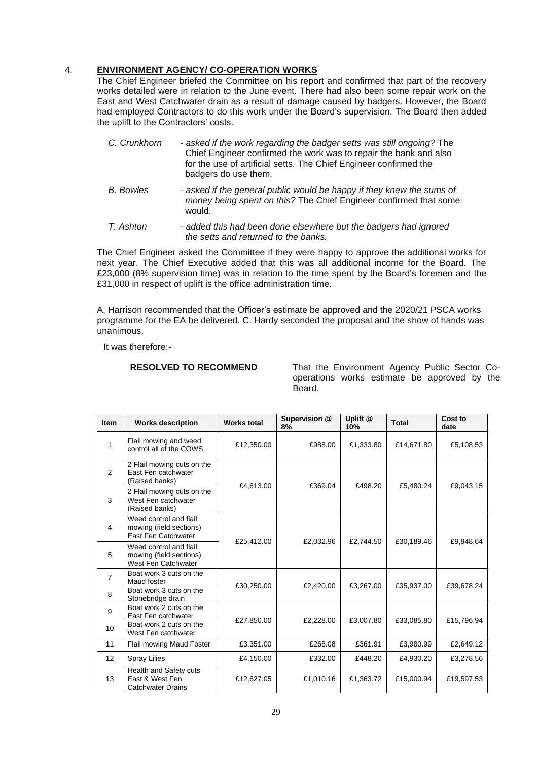## 4. ENVIRONMENT AGENCY/ CO-OPERATION WORKS

The Chief Engineer briefed the Committee on his report and confirmed that part of the recovery works detailed were in relation to the June event. There had also been some repair work on the East and West Catchwater drain as a result of damage caused by badgers. However, the Board had employed Contractors to do this work under the Board's supervision. The Board then added the uplift to the Contractors' costs.

*C. Crunkhorn* - *asked if the work regarding the badger setts was still ongoing?* The Chief Engineer confirmed the work was to repair the bank and also for the use of artificial setts. The Chief Engineer confirmed the badgers do use them.

*B. Bowles* - *asked if the general public would be happy if they knew the sums of money being spent on this?* The Chief Engineer confirmed that some would.

*T. Ashton* - *added this had been done elsewhere but the badgers had ignored the setts and returned to the banks.*

The Chief Engineer asked the Committee if they were happy to approve the additional works for next year. The Chief Executive added that this was all additional income for the Board. The £23,000 (8% supervision time) was in relation to the time spent by the Board's foremen and the £31,000 in respect of uplift is the office administration time.

A. Harrison recommended that the Officer's estimate be approved and the 2020/21 PSCA works programme for the EA be delivered. C. Hardy seconded the proposal and the show of hands was unanimous.

It was therefore:-

**RESOLVED TO RECOMMEND** That the Environment Agency Public Sector Co-operations works estimate be approved by the Board.

| Item | Works description | Works total | Supervision @ 8% | Uplift @ 10% | Total | Cost to date |
|---|---|---|---|---|---|---|
| 1 | Flail mowing and weed control all of the COWS. | £12,350.00 | £988.00 | £1,333.80 | £14,671.80 | £5,108.53 |
| 2 | 2 Flail mowing cuts on the East Fen catchwater (Raised banks) | £4,613.00 | £369.04 | £498.20 | £5,480.24 | £9,043.15 |
| 3 | 2 Flail mowing cuts on the West Fen catchwater (Raised banks) | | | | | |
| 4 | Weed control and flail mowing (field sections) East Fen Catchwater | £25,412.00 | £2,032.96 | £2,744.50 | £30,189.46 | £9,948.64 |
| 5 | Weed control and flail mowing (field sections) West Fen Catchwater | | | | | |
| 7 | Boat work 3 cuts on the Maud foster | £30,250.00 | £2,420.00 | £3,267.00 | £35,937.00 | £39,678.24 |
| 8 | Boat work 3 cuts on the Stonebridge drain | | | | | |
| 9 | Boat work 2 cuts on the East Fen catchwater | £27,850.00 | £2,228.00 | £3,007.80 | £33,085.80 | £15,796.94 |
| 10 | Boat work 2 cuts on the West Fen catchwater | | | | | |
| 11 | Flail mowing Maud Foster | £3,351.00 | £268.08 | £361.91 | £3,980.99 | £2,649.12 |
| 12 | Spray Lilies | £4,150.00 | £332.00 | £448.20 | £4,930.20 | £3,278.56 |
| 13 | Health and Safety cuts East & West Fen Catchwater Drains | £12,627.05 | £1,010.16 | £1,363.72 | £15,000.94 | £19,597.53 |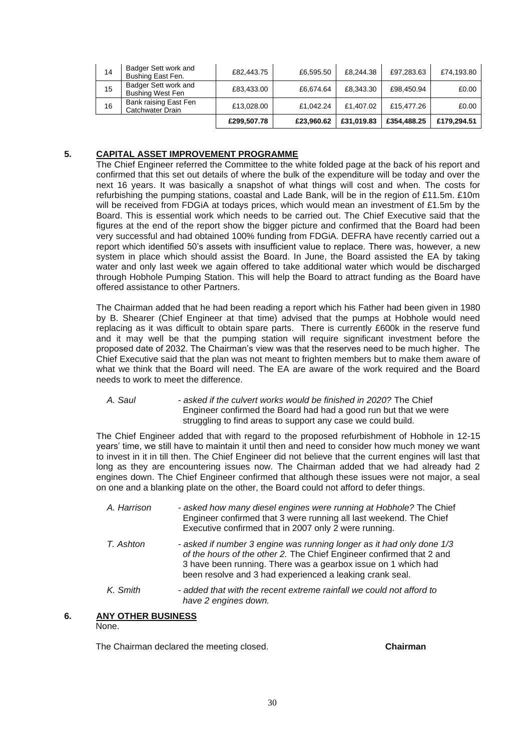| | | | | | | |
|---|---|---|---|---|---|---|
| 14 | Badger Sett work and Bushing East Fen. | £82,443.75 | £6,595.50 | £8,244.38 | £97,283.63 | £74,193.80 |
| 15 | Badger Sett work and Bushing West Fen | £83,433.00 | £6,674.64 | £8,343.30 | £98,450.94 | £0.00 |
| 16 | Bank raising East Fen Catchwater Drain | £13,028.00 | £1,042.24 | £1,407.02 | £15,477.26 | £0.00 |
| | | **£299,507.78** | **£23,960.62** | **£31,019.83** | **£354,488.25** | **£179,294.51** |

## 5. CAPITAL ASSET IMPROVEMENT PROGRAMME

The Chief Engineer referred the Committee to the white folded page at the back of his report and confirmed that this set out details of where the bulk of the expenditure will be today and over the next 16 years. It was basically a snapshot of what things will cost and when. The costs for refurbishing the pumping stations, coastal and Lade Bank, will be in the region of £11.5m. £10m will be received from FDGiA at todays prices, which would mean an investment of £1.5m by the Board. This is essential work which needs to be carried out. The Chief Executive said that the figures at the end of the report show the bigger picture and confirmed that the Board had been very successful and had obtained 100% funding from FDGiA. DEFRA have recently carried out a report which identified 50's assets with insufficient value to replace. There was, however, a new system in place which should assist the Board. In June, the Board assisted the EA by taking water and only last week we again offered to take additional water which would be discharged through Hobhole Pumping Station. This will help the Board to attract funding as the Board have offered assistance to other Partners.

The Chairman added that he had been reading a report which his Father had been given in 1980 by B. Shearer (Chief Engineer at that time) advised that the pumps at Hobhole would need replacing as it was difficult to obtain spare parts. There is currently £600k in the reserve fund and it may well be that the pumping station will require significant investment before the proposed date of 2032. The Chairman's view was that the reserves need to be much higher. The Chief Executive said that the plan was not meant to frighten members but to make them aware of what we think that the Board will need. The EA are aware of the work required and the Board needs to work to meet the difference.

*A. Saul* - *asked if the culvert works would be finished in 2020?* The Chief Engineer confirmed the Board had had a good run but that we were struggling to find areas to support any case we could build.

The Chief Engineer added that with regard to the proposed refurbishment of Hobhole in 12-15 years' time, we still have to maintain it until then and need to consider how much money we want to invest in it in till then. The Chief Engineer did not believe that the current engines will last that long as they are encountering issues now. The Chairman added that we had already had 2 engines down. The Chief Engineer confirmed that although these issues were not major, a seal on one and a blanking plate on the other, the Board could not afford to defer things.

*A. Harrison* - *asked how many diesel engines were running at Hobhole?* The Chief Engineer confirmed that 3 were running all last weekend. The Chief Executive confirmed that in 2007 only 2 were running.

*T. Ashton* - *asked if number 3 engine was running longer as it had only done 1/3 of the hours of the other 2.* The Chief Engineer confirmed that 2 and 3 have been running. There was a gearbox issue on 1 which had been resolve and 3 had experienced a leaking crank seal.

*K. Smith* - *added that with the recent extreme rainfall we could not afford to have 2 engines down.*

## 6. ANY OTHER BUSINESS

None.

The Chairman declared the meeting closed. **Chairman**